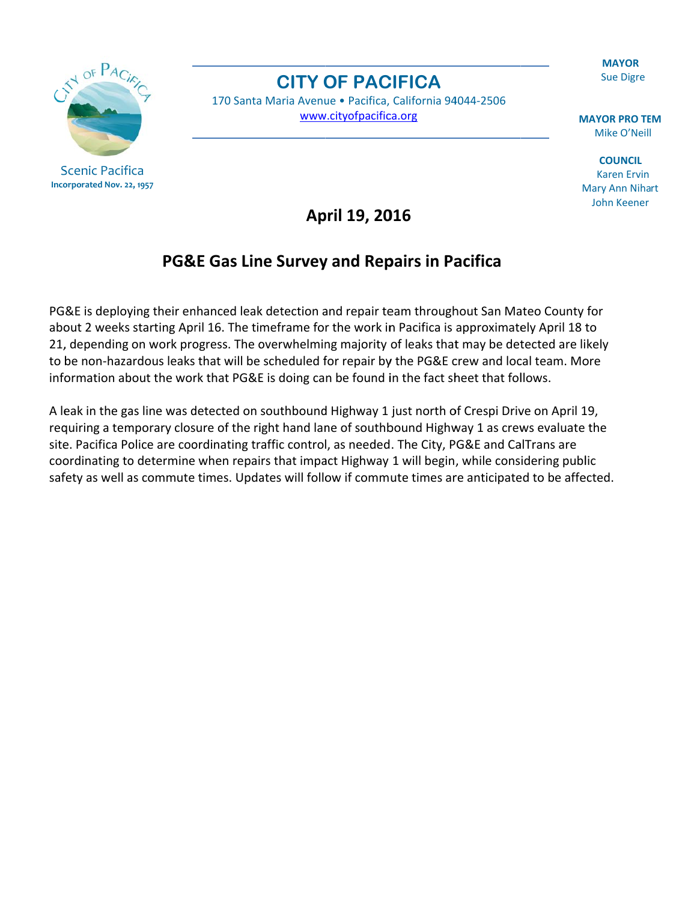Scenic Pacifica
**Incorporated Nov. 22, 1957**

# CITY OF PACIFICA

170 Santa Maria Avenue • Pacifica, California 94044-2506
www.cityofpacifica.org

**MAYOR**
Sue Digre

**MAYOR PRO TEM**
Mike O'Neill

**COUNCIL**
Karen Ervin
Mary Ann Nihart
John Keener

**April 19, 2016**

## PG&E Gas Line Survey and Repairs in Pacifica

PG&E is deploying their enhanced leak detection and repair team throughout San Mateo County for about 2 weeks starting April 16. The timeframe for the work in Pacifica is approximately April 18 to 21, depending on work progress. The overwhelming majority of leaks that may be detected are likely to be non-hazardous leaks that will be scheduled for repair by the PG&E crew and local team. More information about the work that PG&E is doing can be found in the fact sheet that follows.

A leak in the gas line was detected on southbound Highway 1 just north of Crespi Drive on April 19, requiring a temporary closure of the right hand lane of southbound Highway 1 as crews evaluate the site. Pacifica Police are coordinating traffic control, as needed. The City, PG&E and CalTrans are coordinating to determine when repairs that impact Highway 1 will begin, while considering public safety as well as commute times. Updates will follow if commute times are anticipated to be affected.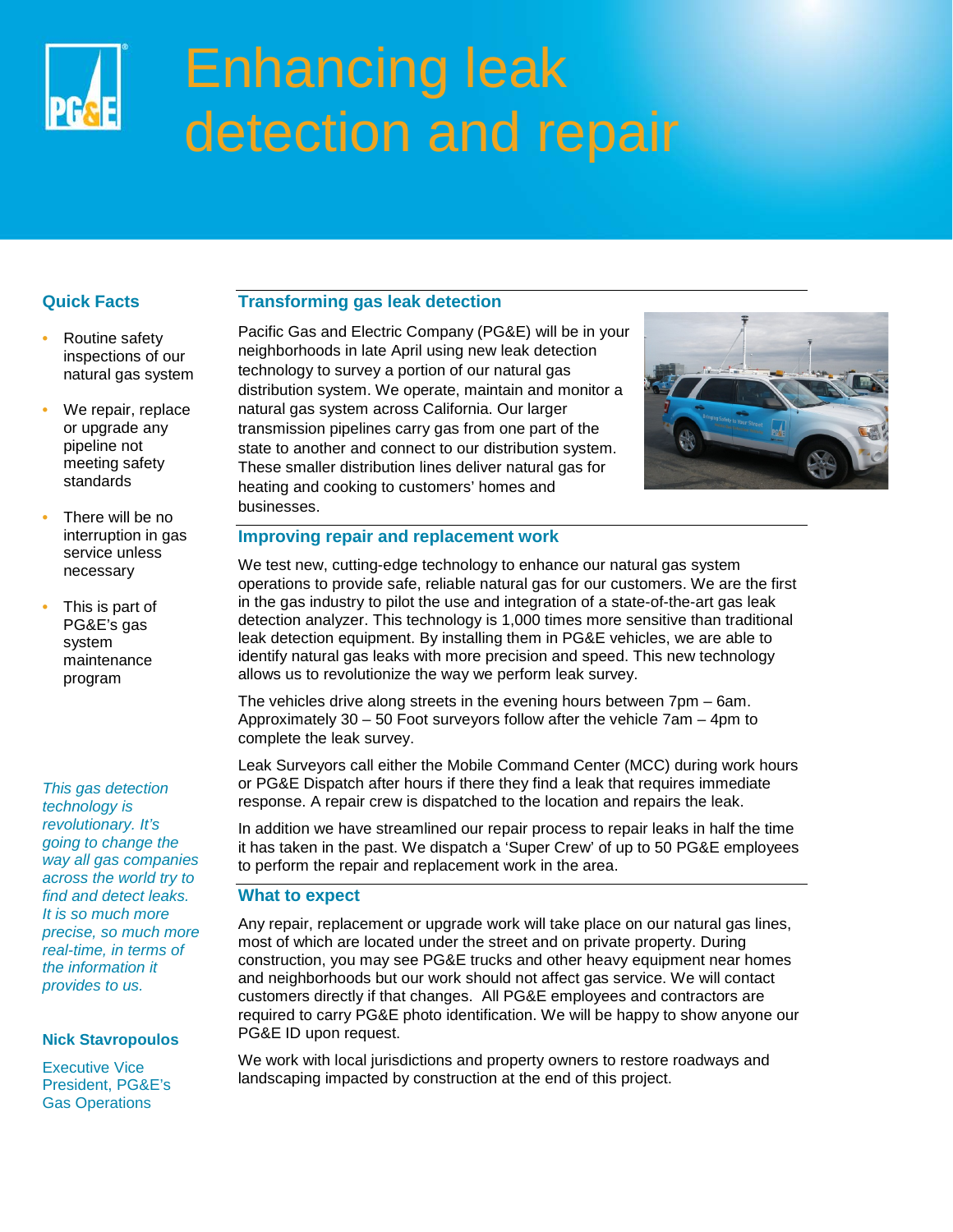# Enhancing leak detection and repair

## Quick Facts

- Routine safety inspections of our natural gas system
- We repair, replace or upgrade any pipeline not meeting safety standards
- There will be no interruption in gas service unless necessary
- This is part of PG&E's gas system maintenance program

*This gas detection technology is revolutionary. It's going to change the way all gas companies across the world try to find and detect leaks. It is so much more precise, so much more real-time, in terms of the information it provides to us.*

**Nick Stavropoulos**

Executive Vice President, PG&E's Gas Operations

## Transforming gas leak detection

Pacific Gas and Electric Company (PG&E) will be in your neighborhoods in late April using new leak detection technology to survey a portion of our natural gas distribution system. We operate, maintain and monitor a natural gas system across California. Our larger transmission pipelines carry gas from one part of the state to another and connect to our distribution system. These smaller distribution lines deliver natural gas for heating and cooking to customers' homes and businesses.

## Improving repair and replacement work

We test new, cutting-edge technology to enhance our natural gas system operations to provide safe, reliable natural gas for our customers. We are the first in the gas industry to pilot the use and integration of a state-of-the-art gas leak detection analyzer. This technology is 1,000 times more sensitive than traditional leak detection equipment. By installing them in PG&E vehicles, we are able to identify natural gas leaks with more precision and speed. This new technology allows us to revolutionize the way we perform leak survey.

The vehicles drive along streets in the evening hours between 7pm – 6am. Approximately 30 – 50 Foot surveyors follow after the vehicle 7am – 4pm to complete the leak survey.

Leak Surveyors call either the Mobile Command Center (MCC) during work hours or PG&E Dispatch after hours if there they find a leak that requires immediate response. A repair crew is dispatched to the location and repairs the leak.

In addition we have streamlined our repair process to repair leaks in half the time it has taken in the past. We dispatch a 'Super Crew' of up to 50 PG&E employees to perform the repair and replacement work in the area.

## What to expect

Any repair, replacement or upgrade work will take place on our natural gas lines, most of which are located under the street and on private property. During construction, you may see PG&E trucks and other heavy equipment near homes and neighborhoods but our work should not affect gas service. We will contact customers directly if that changes. All PG&E employees and contractors are required to carry PG&E photo identification. We will be happy to show anyone our PG&E ID upon request.

We work with local jurisdictions and property owners to restore roadways and landscaping impacted by construction at the end of this project.